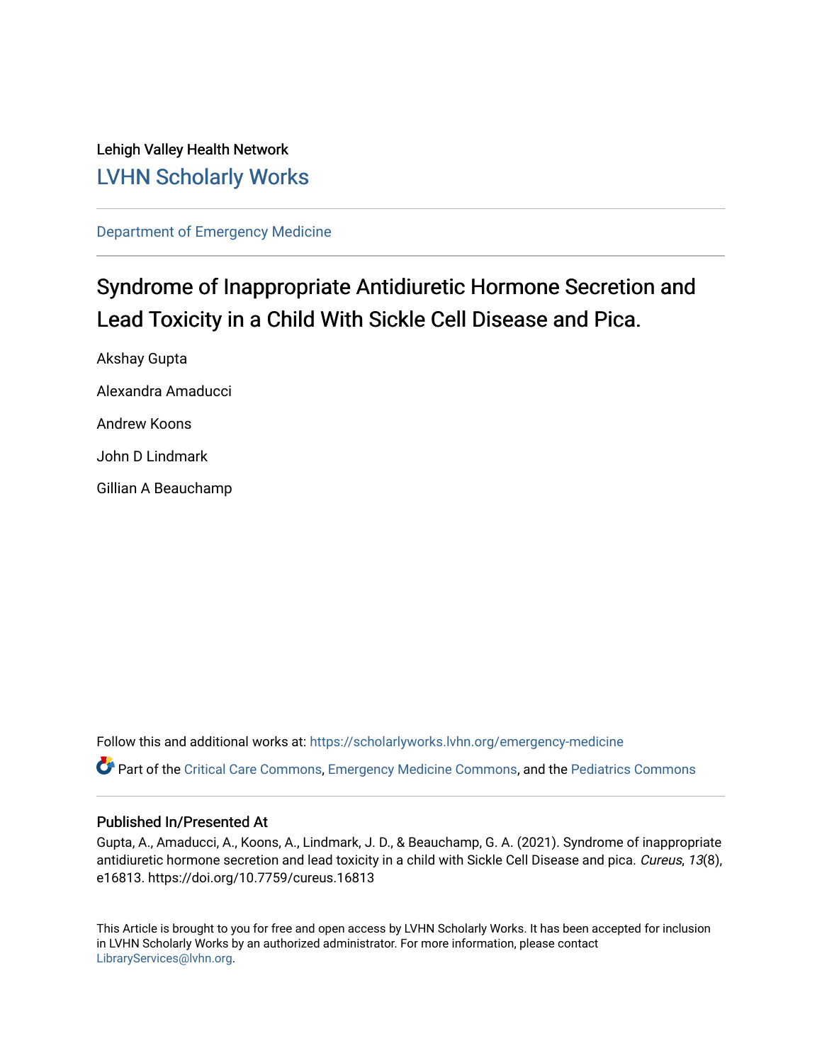Lehigh Valley Health Network

LVHN Scholarly Works

Department of Emergency Medicine

# Syndrome of Inappropriate Antidiuretic Hormone Secretion and Lead Toxicity in a Child With Sickle Cell Disease and Pica.

Akshay Gupta

Alexandra Amaducci

Andrew Koons

John D Lindmark

Gillian A Beauchamp

Follow this and additional works at: https://scholarlyworks.lvhn.org/emergency-medicine

Part of the Critical Care Commons, Emergency Medicine Commons, and the Pediatrics Commons

## Published In/Presented At

Gupta, A., Amaducci, A., Koons, A., Lindmark, J. D., & Beauchamp, G. A. (2021). Syndrome of inappropriate antidiuretic hormone secretion and lead toxicity in a child with Sickle Cell Disease and pica. *Cureus*, *13*(8), e16813. https://doi.org/10.7759/cureus.16813

This Article is brought to you for free and open access by LVHN Scholarly Works. It has been accepted for inclusion in LVHN Scholarly Works by an authorized administrator. For more information, please contact LibraryServices@lvhn.org.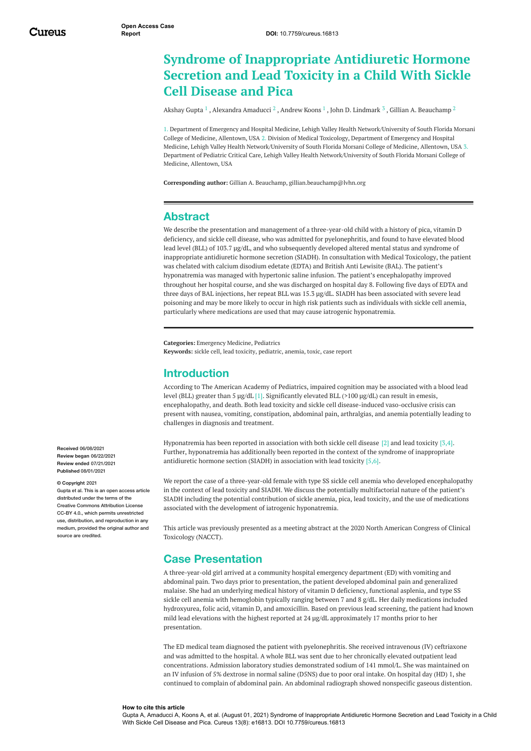# Syndrome of Inappropriate Antidiuretic Hormone Secretion and Lead Toxicity in a Child With Sickle Cell Disease and Pica

Akshay Gupta [1] , Alexandra Amaducci [2] , Andrew Koons [1] , John D. Lindmark [3] , Gillian A. Beauchamp [2]

1. Department of Emergency and Hospital Medicine, Lehigh Valley Health Network/University of South Florida Morsani College of Medicine, Allentown, USA 2. Division of Medical Toxicology, Department of Emergency and Hospital Medicine, Lehigh Valley Health Network/University of South Florida Morsani College of Medicine, Allentown, USA 3. Department of Pediatric Critical Care, Lehigh Valley Health Network/University of South Florida Morsani College of Medicine, Allentown, USA

**Corresponding author:** Gillian A. Beauchamp, gillian.beauchamp@lvhn.org

## Abstract

We describe the presentation and management of a three-year-old child with a history of pica, vitamin D deficiency, and sickle cell disease, who was admitted for pyelonephritis, and found to have elevated blood lead level (BLL) of 103.7 µg/dL, and who subsequently developed altered mental status and syndrome of inappropriate antidiuretic hormone secretion (SIADH). In consultation with Medical Toxicology, the patient was chelated with calcium disodium edetate (EDTA) and British Anti Lewisite (BAL). The patient's hyponatremia was managed with hypertonic saline infusion. The patient's encephalopathy improved throughout her hospital course, and she was discharged on hospital day 8. Following five days of EDTA and three days of BAL injections, her repeat BLL was 15.3 µg/dL. SIADH has been associated with severe lead poisoning and may be more likely to occur in high risk patients such as individuals with sickle cell anemia, particularly where medications are used that may cause iatrogenic hyponatremia.

**Categories:** Emergency Medicine, Pediatrics
**Keywords:** sickle cell, lead toxicity, pediatric, anemia, toxic, case report

## Introduction

According to The American Academy of Pediatrics, impaired cognition may be associated with a blood lead level (BLL) greater than 5 µg/dL [1]. Significantly elevated BLL (>100 µg/dL) can result in emesis, encephalopathy, and death. Both lead toxicity and sickle cell disease-induced vaso-occlusive crisis can present with nausea, vomiting, constipation, abdominal pain, arthralgias, and anemia potentially leading to challenges in diagnosis and treatment.

Hyponatremia has been reported in association with both sickle cell disease [2] and lead toxicity [3,4]. Further, hyponatremia has additionally been reported in the context of the syndrome of inappropriate antidiuretic hormone section (SIADH) in association with lead toxicity [5,6].

We report the case of a three-year-old female with type SS sickle cell anemia who developed encephalopathy in the context of lead toxicity and SIADH. We discuss the potentially multifactorial nature of the patient's SIADH including the potential contribution of sickle anemia, pica, lead toxicity, and the use of medications associated with the development of iatrogenic hyponatremia.

This article was previously presented as a meeting abstract at the 2020 North American Congress of Clinical Toxicology (NACCT).

## Case Presentation

A three-year-old girl arrived at a community hospital emergency department (ED) with vomiting and abdominal pain. Two days prior to presentation, the patient developed abdominal pain and generalized malaise. She had an underlying medical history of vitamin D deficiency, functional asplenia, and type SS sickle cell anemia with hemoglobin typically ranging between 7 and 8 g/dL. Her daily medications included hydroxyurea, folic acid, vitamin D, and amoxicillin. Based on previous lead screening, the patient had known mild lead elevations with the highest reported at 24 µg/dL approximately 17 months prior to her presentation.

The ED medical team diagnosed the patient with pyelonephritis. She received intravenous (IV) ceftriaxone and was admitted to the hospital. A whole BLL was sent due to her chronically elevated outpatient lead concentrations. Admission laboratory studies demonstrated sodium of 141 mmol/L. She was maintained on an IV infusion of 5% dextrose in normal saline (D5NS) due to poor oral intake. On hospital day (HD) 1, she continued to complain of abdominal pain. An abdominal radiograph showed nonspecific gaseous distention.

Received 06/08/2021
Review began 06/22/2021
Review ended 07/21/2021
Published 08/01/2021

© Copyright 2021
Gupta et al. This is an open access article distributed under the terms of the Creative Commons Attribution License CC-BY 4.0., which permits unrestricted use, distribution, and reproduction in any medium, provided the original author and source are credited.

**How to cite this article**
Gupta A, Amaducci A, Koons A, et al. (August 01, 2021) Syndrome of Inappropriate Antidiuretic Hormone Secretion and Lead Toxicity in a Child With Sickle Cell Disease and Pica. Cureus 13(8): e16813. DOI 10.7759/cureus.16813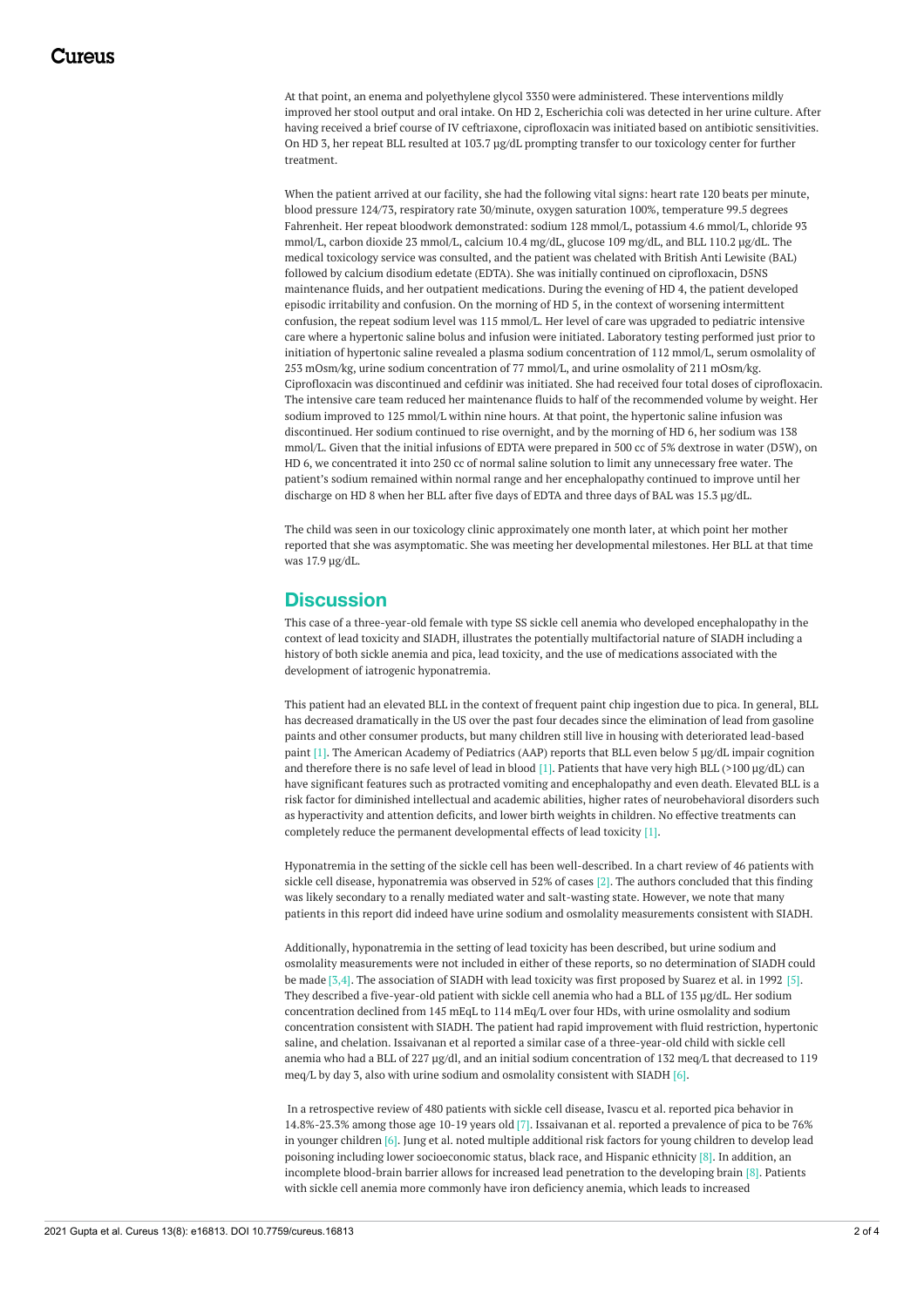At that point, an enema and polyethylene glycol 3350 were administered. These interventions mildly improved her stool output and oral intake. On HD 2, Escherichia coli was detected in her urine culture. After having received a brief course of IV ceftriaxone, ciprofloxacin was initiated based on antibiotic sensitivities. On HD 3, her repeat BLL resulted at 103.7 µg/dL prompting transfer to our toxicology center for further treatment.

When the patient arrived at our facility, she had the following vital signs: heart rate 120 beats per minute, blood pressure 124/73, respiratory rate 30/minute, oxygen saturation 100%, temperature 99.5 degrees Fahrenheit. Her repeat bloodwork demonstrated: sodium 128 mmol/L, potassium 4.6 mmol/L, chloride 93 mmol/L, carbon dioxide 23 mmol/L, calcium 10.4 mg/dL, glucose 109 mg/dL, and BLL 110.2 µg/dL. The medical toxicology service was consulted, and the patient was chelated with British Anti Lewisite (BAL) followed by calcium disodium edetate (EDTA). She was initially continued on ciprofloxacin, D5NS maintenance fluids, and her outpatient medications. During the evening of HD 4, the patient developed episodic irritability and confusion. On the morning of HD 5, in the context of worsening intermittent confusion, the repeat sodium level was 115 mmol/L. Her level of care was upgraded to pediatric intensive care where a hypertonic saline bolus and infusion were initiated. Laboratory testing performed just prior to initiation of hypertonic saline revealed a plasma sodium concentration of 112 mmol/L, serum osmolality of 253 mOsm/kg, urine sodium concentration of 77 mmol/L, and urine osmolality of 211 mOsm/kg. Ciprofloxacin was discontinued and cefdinir was initiated. She had received four total doses of ciprofloxacin. The intensive care team reduced her maintenance fluids to half of the recommended volume by weight. Her sodium improved to 125 mmol/L within nine hours. At that point, the hypertonic saline infusion was discontinued. Her sodium continued to rise overnight, and by the morning of HD 6, her sodium was 138 mmol/L. Given that the initial infusions of EDTA were prepared in 500 cc of 5% dextrose in water (D5W), on HD 6, we concentrated it into 250 cc of normal saline solution to limit any unnecessary free water. The patient's sodium remained within normal range and her encephalopathy continued to improve until her discharge on HD 8 when her BLL after five days of EDTA and three days of BAL was 15.3 µg/dL.

The child was seen in our toxicology clinic approximately one month later, at which point her mother reported that she was asymptomatic. She was meeting her developmental milestones. Her BLL at that time was 17.9 µg/dL.

## Discussion

This case of a three-year-old female with type SS sickle cell anemia who developed encephalopathy in the context of lead toxicity and SIADH, illustrates the potentially multifactorial nature of SIADH including a history of both sickle anemia and pica, lead toxicity, and the use of medications associated with the development of iatrogenic hyponatremia.

This patient had an elevated BLL in the context of frequent paint chip ingestion due to pica. In general, BLL has decreased dramatically in the US over the past four decades since the elimination of lead from gasoline paints and other consumer products, but many children still live in housing with deteriorated lead-based paint [1]. The American Academy of Pediatrics (AAP) reports that BLL even below 5 µg/dL impair cognition and therefore there is no safe level of lead in blood [1]. Patients that have very high BLL (>100 µg/dL) can have significant features such as protracted vomiting and encephalopathy and even death. Elevated BLL is a risk factor for diminished intellectual and academic abilities, higher rates of neurobehavioral disorders such as hyperactivity and attention deficits, and lower birth weights in children. No effective treatments can completely reduce the permanent developmental effects of lead toxicity [1].

Hyponatremia in the setting of the sickle cell has been well-described. In a chart review of 46 patients with sickle cell disease, hyponatremia was observed in 52% of cases [2]. The authors concluded that this finding was likely secondary to a renally mediated water and salt-wasting state. However, we note that many patients in this report did indeed have urine sodium and osmolality measurements consistent with SIADH.

Additionally, hyponatremia in the setting of lead toxicity has been described, but urine sodium and osmolality measurements were not included in either of these reports, so no determination of SIADH could be made [3,4]. The association of SIADH with lead toxicity was first proposed by Suarez et al. in 1992 [5]. They described a five-year-old patient with sickle cell anemia who had a BLL of 135 µg/dL. Her sodium concentration declined from 145 mEqL to 114 mEq/L over four HDs, with urine osmolality and sodium concentration consistent with SIADH. The patient had rapid improvement with fluid restriction, hypertonic saline, and chelation. Issaivanan et al reported a similar case of a three-year-old child with sickle cell anemia who had a BLL of 227 µg/dl, and an initial sodium concentration of 132 meq/L that decreased to 119 meq/L by day 3, also with urine sodium and osmolality consistent with SIADH [6].

In a retrospective review of 480 patients with sickle cell disease, Ivascu et al. reported pica behavior in 14.8%-23.3% among those age 10-19 years old [7]. Issaivanan et al. reported a prevalence of pica to be 76% in younger children [6]. Jung et al. noted multiple additional risk factors for young children to develop lead poisoning including lower socioeconomic status, black race, and Hispanic ethnicity [8]. In addition, an incomplete blood-brain barrier allows for increased lead penetration to the developing brain [8]. Patients with sickle cell anemia more commonly have iron deficiency anemia, which leads to increased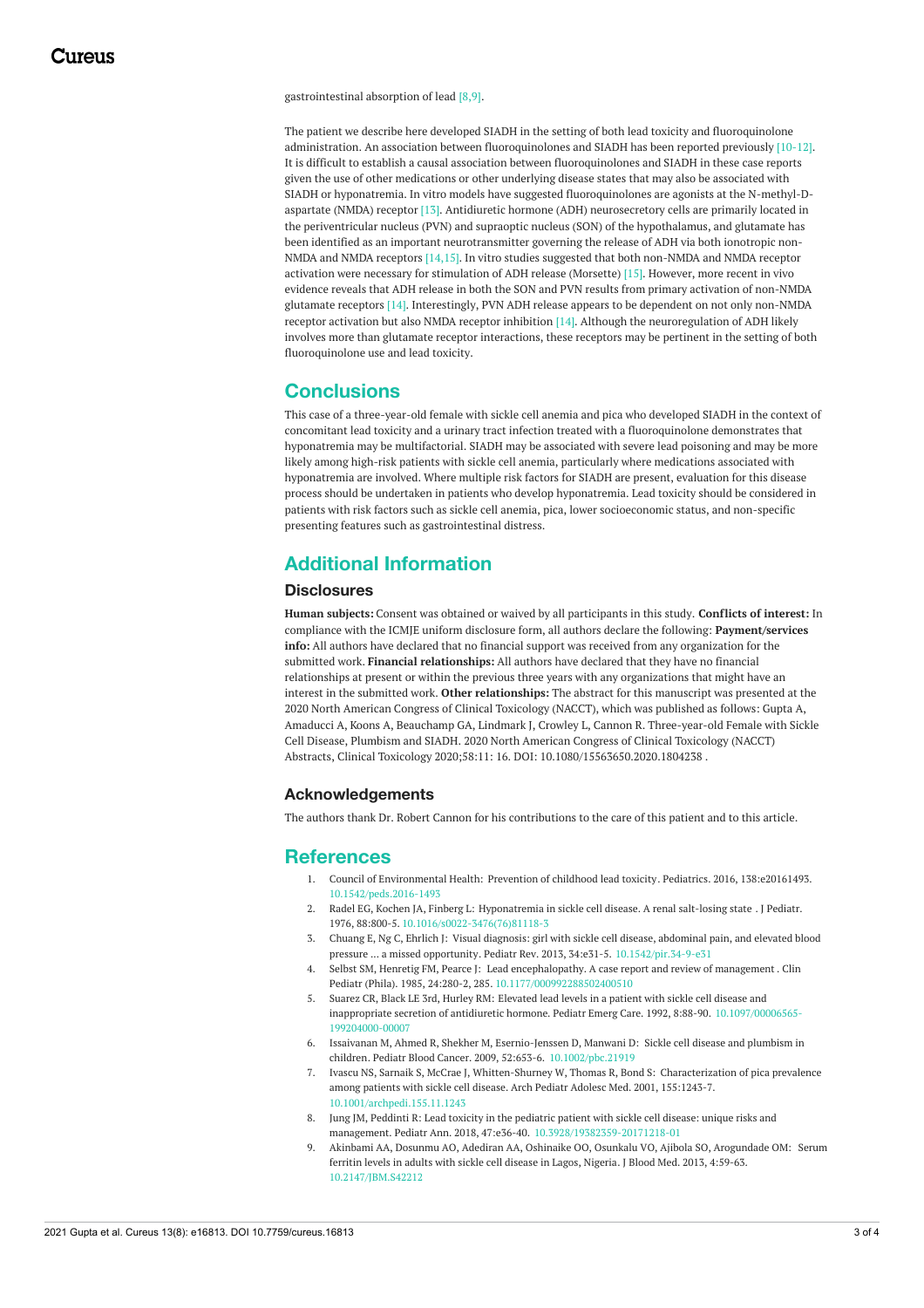gastrointestinal absorption of lead [8,9].

The patient we describe here developed SIADH in the setting of both lead toxicity and fluoroquinolone administration. An association between fluoroquinolones and SIADH has been reported previously [10-12]. It is difficult to establish a causal association between fluoroquinolones and SIADH in these case reports given the use of other medications or other underlying disease states that may also be associated with SIADH or hyponatremia. In vitro models have suggested fluoroquinolones are agonists at the N-methyl-D-aspartate (NMDA) receptor [13]. Antidiuretic hormone (ADH) neurosecretory cells are primarily located in the periventricular nucleus (PVN) and supraoptic nucleus (SON) of the hypothalamus, and glutamate has been identified as an important neurotransmitter governing the release of ADH via both ionotropic non-NMDA and NMDA receptors [14,15]. In vitro studies suggested that both non-NMDA and NMDA receptor activation were necessary for stimulation of ADH release (Morsette) [15]. However, more recent in vivo evidence reveals that ADH release in both the SON and PVN results from primary activation of non-NMDA glutamate receptors [14]. Interestingly, PVN ADH release appears to be dependent on not only non-NMDA receptor activation but also NMDA receptor inhibition [14]. Although the neuroregulation of ADH likely involves more than glutamate receptor interactions, these receptors may be pertinent in the setting of both fluoroquinolone use and lead toxicity.

## Conclusions

This case of a three-year-old female with sickle cell anemia and pica who developed SIADH in the context of concomitant lead toxicity and a urinary tract infection treated with a fluoroquinolone demonstrates that hyponatremia may be multifactorial. SIADH may be associated with severe lead poisoning and may be more likely among high-risk patients with sickle cell anemia, particularly where medications associated with hyponatremia are involved. Where multiple risk factors for SIADH are present, evaluation for this disease process should be undertaken in patients who develop hyponatremia. Lead toxicity should be considered in patients with risk factors such as sickle cell anemia, pica, lower socioeconomic status, and non-specific presenting features such as gastrointestinal distress.

## Additional Information

### Disclosures

**Human subjects:** Consent was obtained or waived by all participants in this study. **Conflicts of interest:** In compliance with the ICMJE uniform disclosure form, all authors declare the following: **Payment/services info:** All authors have declared that no financial support was received from any organization for the submitted work. **Financial relationships:** All authors have declared that they have no financial relationships at present or within the previous three years with any organizations that might have an interest in the submitted work. **Other relationships:** The abstract for this manuscript was presented at the 2020 North American Congress of Clinical Toxicology (NACCT), which was published as follows: Gupta A, Amaducci A, Koons A, Beauchamp GA, Lindmark J, Crowley L, Cannon R. Three-year-old Female with Sickle Cell Disease, Plumbism and SIADH. 2020 North American Congress of Clinical Toxicology (NACCT) Abstracts, Clinical Toxicology 2020;58:11: 16. DOI: 10.1080/15563650.2020.1804238 .

### Acknowledgements

The authors thank Dr. Robert Cannon for his contributions to the care of this patient and to this article.

## References

1. Council of Environmental Health: Prevention of childhood lead toxicity. Pediatrics. 2016, 138:e20161493. 10.1542/peds.2016-1493
2. Radel EG, Kochen JA, Finberg L: Hyponatremia in sickle cell disease. A renal salt-losing state . J Pediatr. 1976, 88:800-5. 10.1016/s0022-3476(76)81118-3
3. Chuang E, Ng C, Ehrlich J: Visual diagnosis: girl with sickle cell disease, abdominal pain, and elevated blood pressure ... a missed opportunity. Pediatr Rev. 2013, 34:e31-5. 10.1542/pir.34-9-e31
4. Selbst SM, Henretig FM, Pearce J: Lead encephalopathy. A case report and review of management . Clin Pediatr (Phila). 1985, 24:280-2, 285. 10.1177/000992288502400510
5. Suarez CR, Black LE 3rd, Hurley RM: Elevated lead levels in a patient with sickle cell disease and inappropriate secretion of antidiuretic hormone. Pediatr Emerg Care. 1992, 8:88-90. 10.1097/00006565-199204000-00007
6. Issaivanan M, Ahmed R, Shekher M, Esernio-Jenssen D, Manwani D: Sickle cell disease and plumbism in children. Pediatr Blood Cancer. 2009, 52:653-6. 10.1002/pbc.21919
7. Ivascu NS, Sarnaik S, McCrae J, Whitten-Shurney W, Thomas R, Bond S: Characterization of pica prevalence among patients with sickle cell disease. Arch Pediatr Adolesc Med. 2001, 155:1243-7. 10.1001/archpedi.155.11.1243
8. Jung JM, Peddinti R: Lead toxicity in the pediatric patient with sickle cell disease: unique risks and management. Pediatr Ann. 2018, 47:e36-40. 10.3928/19382359-20171218-01
9. Akinbami AA, Dosunmu AO, Adediran AA, Oshinaike OO, Osunkalu VO, Ajibola SO, Arogundade OM: Serum ferritin levels in adults with sickle cell disease in Lagos, Nigeria. J Blood Med. 2013, 4:59-63. 10.2147/JBM.S42212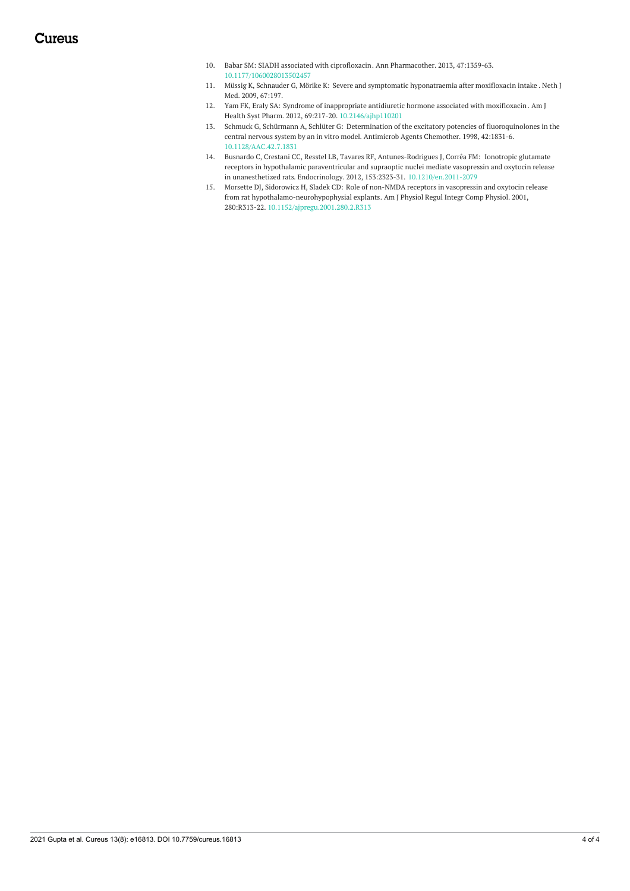10. Babar SM: SIADH associated with ciprofloxacin. Ann Pharmacother. 2013, 47:1359-63. 10.1177/1060028013502457
11. Müssig K, Schnauder G, Mörike K: Severe and symptomatic hyponatraemia after moxifloxacin intake . Neth J Med. 2009, 67:197.
12. Yam FK, Eraly SA: Syndrome of inappropriate antidiuretic hormone associated with moxifloxacin. Am J Health Syst Pharm. 2012, 69:217-20. 10.2146/ajhp110201
13. Schmuck G, Schürmann A, Schlüter G: Determination of the excitatory potencies of fluoroquinolones in the central nervous system by an in vitro model. Antimicrob Agents Chemother. 1998, 42:1831-6. 10.1128/AAC.42.7.1831
14. Busnardo C, Crestani CC, Resstel LB, Tavares RF, Antunes-Rodrigues J, Corrêa FM: Ionotropic glutamate receptors in hypothalamic paraventricular and supraoptic nuclei mediate vasopressin and oxytocin release in unanesthetized rats. Endocrinology. 2012, 153:2323-31. 10.1210/en.2011-2079
15. Morsette DJ, Sidorowicz H, Sladek CD: Role of non-NMDA receptors in vasopressin and oxytocin release from rat hypothalamo-neurohypophysial explants. Am J Physiol Regul Integr Comp Physiol. 2001, 280:R313-22. 10.1152/ajpregu.2001.280.2.R313